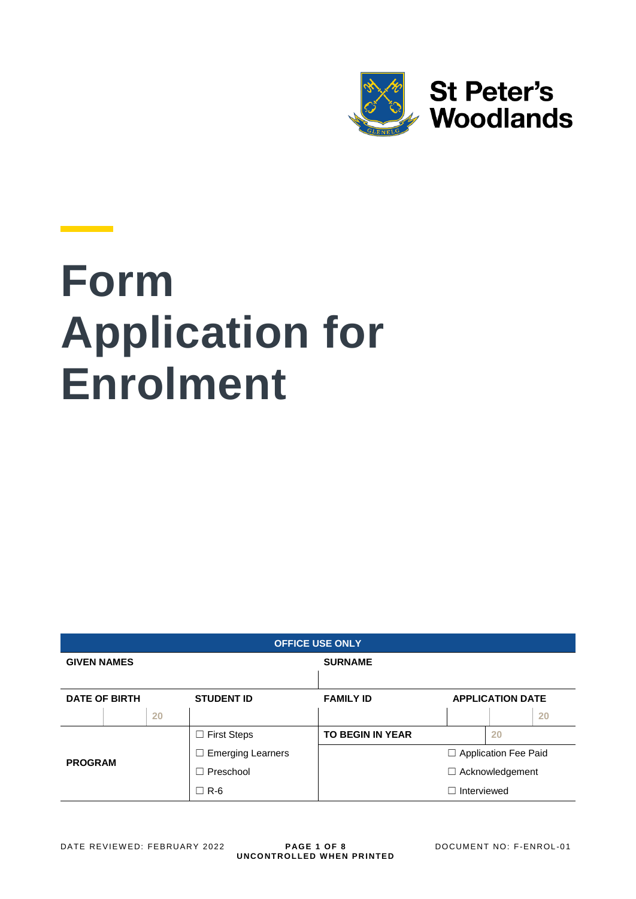St Peter's Woodlands

# Form Application for Enrolment

| OFFICE USE ONLY | | | | | | | | |
|---|---|---|---|---|---|---|---|---|
| **GIVEN NAMES** | | | | **SURNAME** | | | | |
| | | | | | | | | |
| **DATE OF BIRTH** | | | **STUDENT ID** | **FAMILY ID** | **APPLICATION DATE** | | | |
| | | 20 | | | | | 20 | |
| **PROGRAM** | | | ☐ First Steps | **TO BEGIN IN YEAR** | | 20 | | |
| | | | ☐ Emerging Learners | | ☐ Application Fee Paid | | | |
| | | | ☐ Preschool | | ☐ Acknowledgement | | | |
| | | | ☐ R-6 | | ☐ Interviewed | | | |

DATE REVIEWED: FEBRUARY 2022

UNCONTROLLED WHEN PRINTED

DOCUMENT NO: F-ENROL-01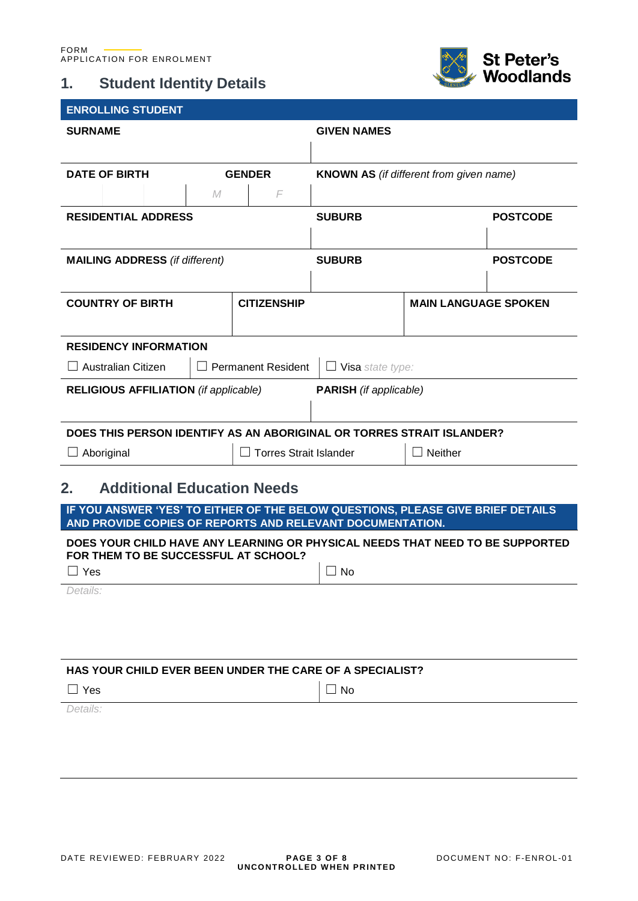FORM
APPLICATION FOR ENROLMENT

St Peter's Woodlands

# 1. Student Identity Details

**ENROLLING STUDENT**

| **SURNAME** | **GIVEN NAMES** | |
|---|---|---|
| | | |
| **DATE OF BIRTH** / **GENDER** *M* *F* | **KNOWN AS** *(if different from given name)* | |
| **RESIDENTIAL ADDRESS** | **SUBURB** | **POSTCODE** |
| | | |
| **MAILING ADDRESS** *(if different)* | **SUBURB** | **POSTCODE** |
| | | |

| **COUNTRY OF BIRTH** | **CITIZENSHIP** | **MAIN LANGUAGE SPOKEN** |
|---|---|---|
| | | |

**RESIDENCY INFORMATION**

☐ Australian Citizen ☐ Permanent Resident ☐ Visa *state type:*

| **RELIGIOUS AFFILIATION** *(if applicable)* | **PARISH** *(if applicable)* |
|---|---|
| | |

**DOES THIS PERSON IDENTIFY AS AN ABORIGINAL OR TORRES STRAIT ISLANDER?**

☐ Aboriginal ☐ Torres Strait Islander ☐ Neither

# 2. Additional Education Needs

**IF YOU ANSWER 'YES' TO EITHER OF THE BELOW QUESTIONS, PLEASE GIVE BRIEF DETAILS AND PROVIDE COPIES OF REPORTS AND RELEVANT DOCUMENTATION.**

**DOES YOUR CHILD HAVE ANY LEARNING OR PHYSICAL NEEDS THAT NEED TO BE SUPPORTED FOR THEM TO BE SUCCESSFUL AT SCHOOL?**

☐ Yes ☐ No

*Details:*

**HAS YOUR CHILD EVER BEEN UNDER THE CARE OF A SPECIALIST?**

☐ Yes ☐ No

*Details:*

DATE REVIEWED: FEBRUARY 2022 UNCONTROLLED WHEN PRINTED DOCUMENT NO: F-ENROL-01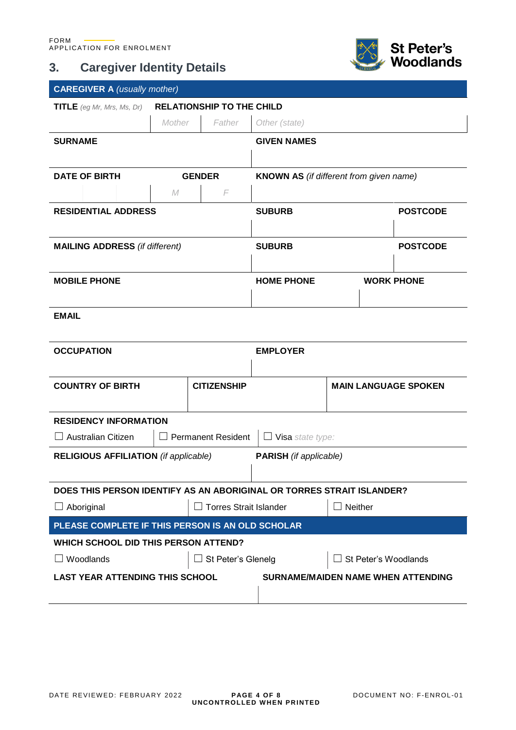FORM
APPLICATION FOR ENROLMENT

## 3. Caregiver Identity Details

**St Peter's Woodlands**

| **CAREGIVER A** *(usually mother)* | | | | | |
|---|---|---|---|---|---|
| **TITLE** *(eg Mr, Mrs, Ms, Dr)* | **RELATIONSHIP TO THE CHILD** | | | | |
| | *Mother* | *Father* | *Other (state)* | | |
| **SURNAME** | | | **GIVEN NAMES** | | |
| | | | | | |
| **DATE OF BIRTH** | **GENDER** | | **KNOWN AS** *(if different from given name)* | | |
| | *M* | *F* | | | |
| **RESIDENTIAL ADDRESS** | | | **SUBURB** | | **POSTCODE** |
| | | | | | |
| **MAILING ADDRESS** *(if different)* | | | **SUBURB** | | **POSTCODE** |
| | | | | | |
| **MOBILE PHONE** | | | **HOME PHONE** | **WORK PHONE** | |
| | | | | | |
| **EMAIL** | | | | | |
| | | | | | |
| **OCCUPATION** | | | **EMPLOYER** | | |
| | | | | | |
| **COUNTRY OF BIRTH** | **CITIZENSHIP** | | | **MAIN LANGUAGE SPOKEN** | |
| | | | | | |
| **RESIDENCY INFORMATION** | | | | | |
| ☐ Australian Citizen | ☐ Permanent Resident | | ☐ Visa *state type:* | | |
| **RELIGIOUS AFFILIATION** *(if applicable)* | | | **PARISH** *(if applicable)* | | |
| | | | | | |
| **DOES THIS PERSON IDENTIFY AS AN ABORIGINAL OR TORRES STRAIT ISLANDER?** | | | | | |
| ☐ Aboriginal | ☐ Torres Strait Islander | | | ☐ Neither | |
| **PLEASE COMPLETE IF THIS PERSON IS AN OLD SCHOLAR** | | | | | |
| **WHICH SCHOOL DID THIS PERSON ATTEND?** | | | | | |
| ☐ Woodlands | ☐ St Peter's Glenelg | | | ☐ St Peter's Woodlands | |
| **LAST YEAR ATTENDING THIS SCHOOL** | | | **SURNAME/MAIDEN NAME WHEN ATTENDING** | | |
| | | | | | |

DATE REVIEWED: FEBRUARY 2022 UNCONTROLLED WHEN PRINTED DOCUMENT NO: F-ENROL-01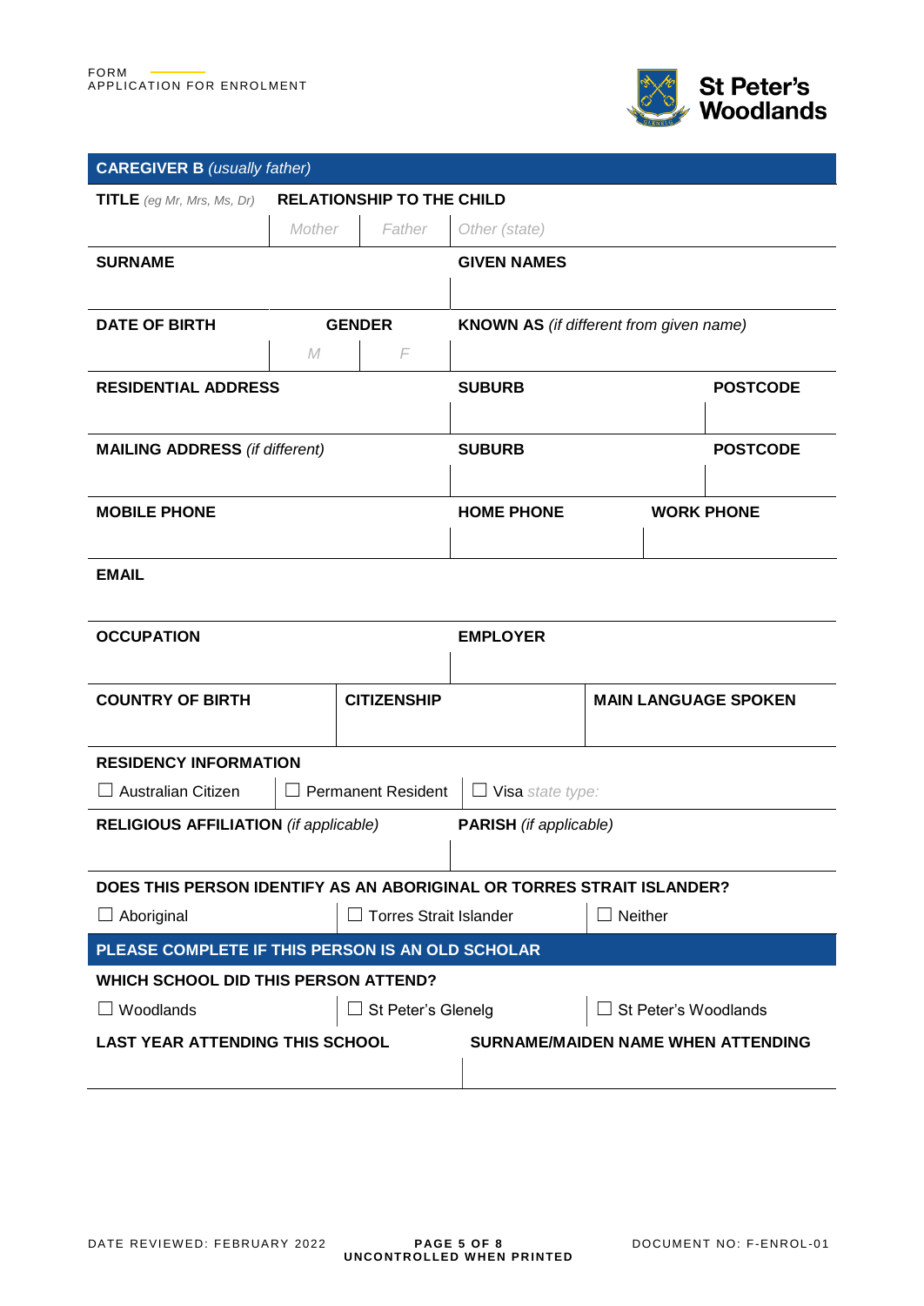FORM
APPLICATION FOR ENROLMENT

**St Peter's Woodlands**

## CAREGIVER B *(usually father)*

| **TITLE** *(eg Mr, Mrs, Ms, Dr)* | **RELATIONSHIP TO THE CHILD** | | |
|---|---|---|---|
| | *Mother* | *Father* | *Other (state)* |

| **SURNAME** | **GIVEN NAMES** |
|---|---|
| | |

| **DATE OF BIRTH** | **GENDER** | | **KNOWN AS** *(if different from given name)* |
|---|---|---|---|
| | *M* | *F* | |

| **RESIDENTIAL ADDRESS** | **SUBURB** | **POSTCODE** |
|---|---|---|
| | | |

| **MAILING ADDRESS** *(if different)* | **SUBURB** | **POSTCODE** |
|---|---|---|
| | | |

| **MOBILE PHONE** | **HOME PHONE** | **WORK PHONE** |
|---|---|---|
| | | |

**EMAIL**

| **OCCUPATION** | **EMPLOYER** |
|---|---|
| | |

| **COUNTRY OF BIRTH** | **CITIZENSHIP** | **MAIN LANGUAGE SPOKEN** |
|---|---|---|
| | | |

**RESIDENCY INFORMATION**

☐ Australian Citizen | ☐ Permanent Resident | ☐ Visa *state type:*

| **RELIGIOUS AFFILIATION** *(if applicable)* | **PARISH** *(if applicable)* |
|---|---|
| | |

**DOES THIS PERSON IDENTIFY AS AN ABORIGINAL OR TORRES STRAIT ISLANDER?**

☐ Aboriginal | ☐ Torres Strait Islander | ☐ Neither

## PLEASE COMPLETE IF THIS PERSON IS AN OLD SCHOLAR

**WHICH SCHOOL DID THIS PERSON ATTEND?**

☐ Woodlands | ☐ St Peter's Glenelg | ☐ St Peter's Woodlands

| **LAST YEAR ATTENDING THIS SCHOOL** | **SURNAME/MAIDEN NAME WHEN ATTENDING** |
|---|---|
| | |

DATE REVIEWED: FEBRUARY 2022 | UNCONTROLLED WHEN PRINTED | DOCUMENT NO: F-ENROL-01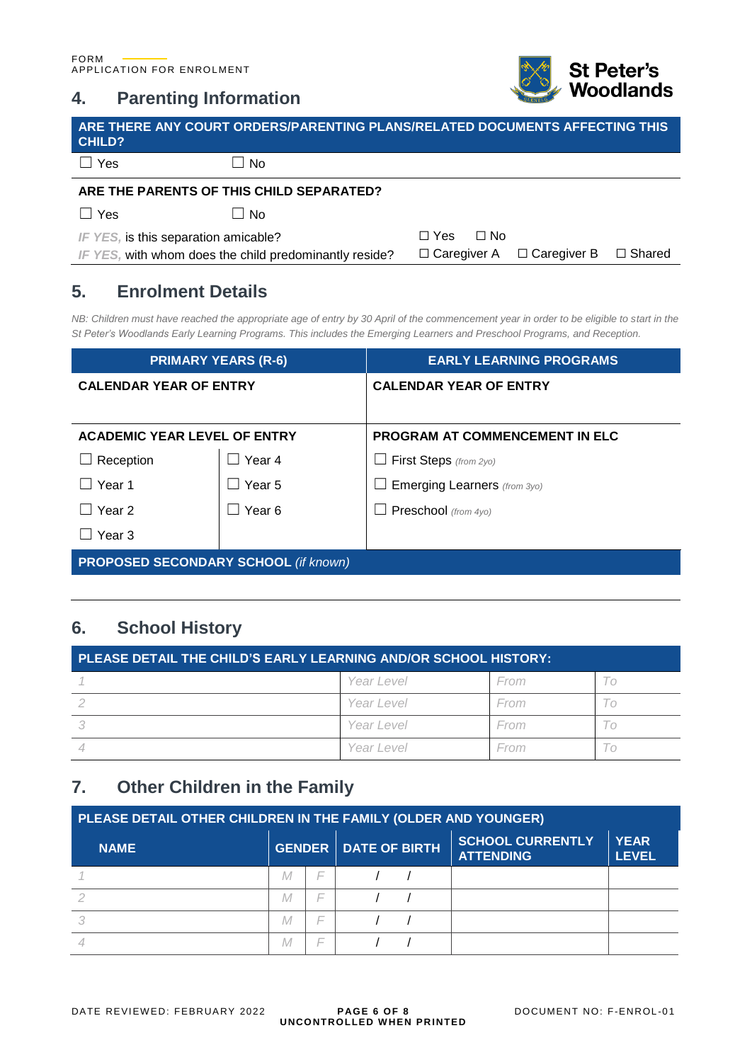FORM
APPLICATION FOR ENROLMENT

St Peter's Woodlands

## 4. Parenting Information

**ARE THERE ANY COURT ORDERS/PARENTING PLANS/RELATED DOCUMENTS AFFECTING THIS CHILD?**

☐ Yes ☐ No

**ARE THE PARENTS OF THIS CHILD SEPARATED?**

☐ Yes ☐ No

*IF YES,* is this separation amicable? ☐ Yes ☐ No

*IF YES,* with whom does the child predominantly reside? ☐ Caregiver A ☐ Caregiver B ☐ Shared

## 5. Enrolment Details

*NB: Children must have reached the appropriate age of entry by 30 April of the commencement year in order to be eligible to start in the St Peter's Woodlands Early Learning Programs. This includes the Emerging Learners and Preschool Programs, and Reception.*

| PRIMARY YEARS (R-6) | | EARLY LEARNING PROGRAMS |
|---|---|---|
| **CALENDAR YEAR OF ENTRY** | | **CALENDAR YEAR OF ENTRY** |
| **ACADEMIC YEAR LEVEL OF ENTRY** | | **PROGRAM AT COMMENCEMENT IN ELC** |
| ☐ Reception | ☐ Year 4 | ☐ First Steps *(from 2yo)* |
| ☐ Year 1 | ☐ Year 5 | ☐ Emerging Learners *(from 3yo)* |
| ☐ Year 2 | ☐ Year 6 | ☐ Preschool *(from 4yo)* |
| ☐ Year 3 | | |

**PROPOSED SECONDARY SCHOOL** *(if known)*

## 6. School History

**PLEASE DETAIL THE CHILD'S EARLY LEARNING AND/OR SCHOOL HISTORY:**

| | | | |
|---|---|---|---|
| 1 | Year Level | From | To |
| 2 | Year Level | From | To |
| 3 | Year Level | From | To |
| 4 | Year Level | From | To |

## 7. Other Children in the Family

**PLEASE DETAIL OTHER CHILDREN IN THE FAMILY (OLDER AND YOUNGER)**

| NAME | GENDER | | DATE OF BIRTH | SCHOOL CURRENTLY ATTENDING | YEAR LEVEL |
|---|---|---|---|---|---|
| 1 | M | F | / / | | |
| 2 | M | F | / / | | |
| 3 | M | F | / / | | |
| 4 | M | F | / / | | |

DATE REVIEWED: FEBRUARY 2022 UNCONTROLLED WHEN PRINTED DOCUMENT NO: F-ENROL-01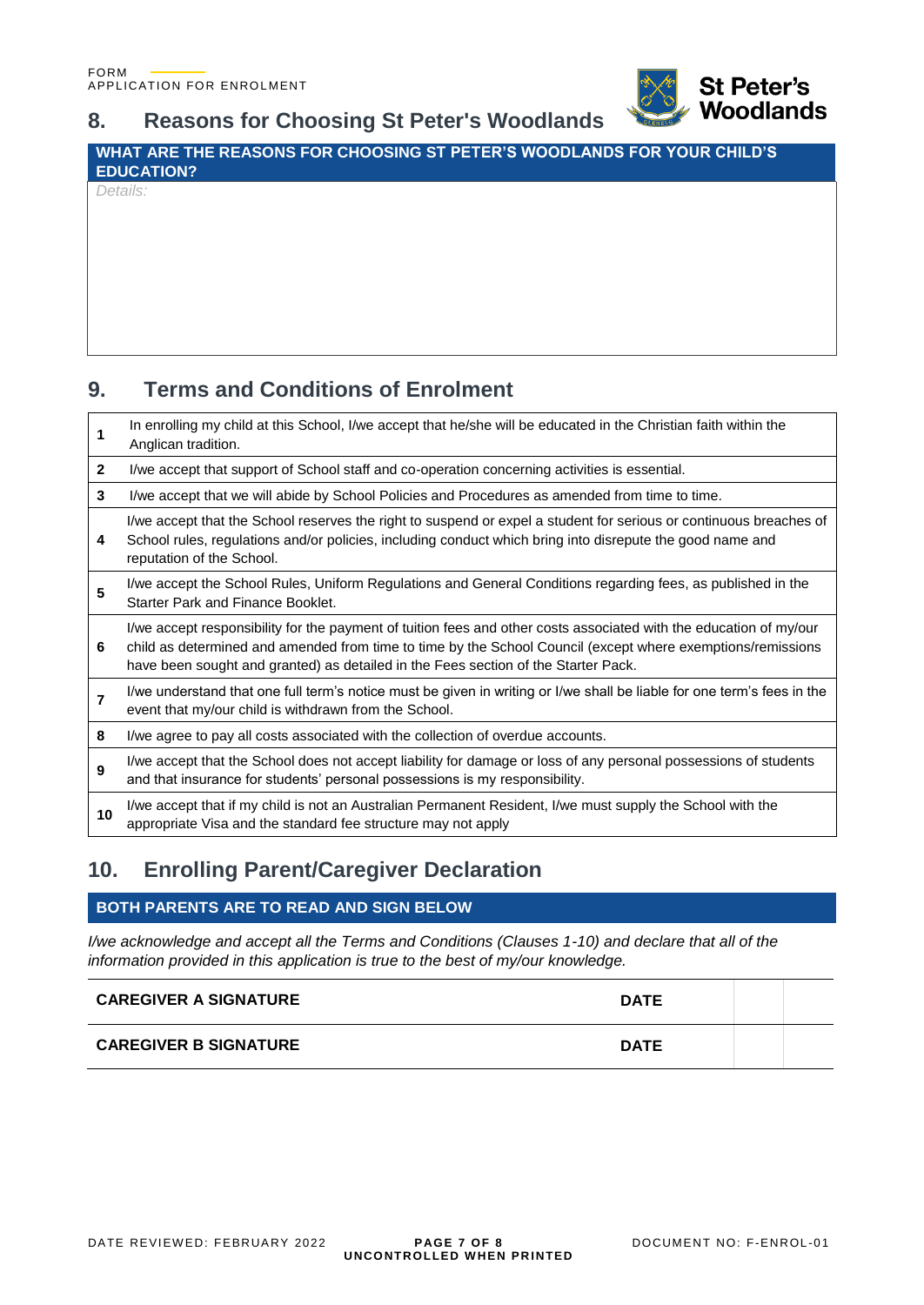FORM
APPLICATION FOR ENROLMENT

## 8. Reasons for Choosing St Peter's Woodlands

| WHAT ARE THE REASONS FOR CHOOSING ST PETER'S WOODLANDS FOR YOUR CHILD'S EDUCATION? |
|---|
| *Details:* |

## 9. Terms and Conditions of Enrolment

| | |
|---|---|
| **1** | In enrolling my child at this School, I/we accept that he/she will be educated in the Christian faith within the Anglican tradition. |
| **2** | I/we accept that support of School staff and co-operation concerning activities is essential. |
| **3** | I/we accept that we will abide by School Policies and Procedures as amended from time to time. |
| **4** | I/we accept that the School reserves the right to suspend or expel a student for serious or continuous breaches of School rules, regulations and/or policies, including conduct which bring into disrepute the good name and reputation of the School. |
| **5** | I/we accept the School Rules, Uniform Regulations and General Conditions regarding fees, as published in the Starter Park and Finance Booklet. |
| **6** | I/we accept responsibility for the payment of tuition fees and other costs associated with the education of my/our child as determined and amended from time to time by the School Council (except where exemptions/remissions have been sought and granted) as detailed in the Fees section of the Starter Pack. |
| **7** | I/we understand that one full term's notice must be given in writing or I/we shall be liable for one term's fees in the event that my/our child is withdrawn from the School. |
| **8** | I/we agree to pay all costs associated with the collection of overdue accounts. |
| **9** | I/we accept that the School does not accept liability for damage or loss of any personal possessions of students and that insurance for students' personal possessions is my responsibility. |
| **10** | I/we accept that if my child is not an Australian Permanent Resident, I/we must supply the School with the appropriate Visa and the standard fee structure may not apply |

## 10. Enrolling Parent/Caregiver Declaration

**BOTH PARENTS ARE TO READ AND SIGN BELOW**

*I/we acknowledge and accept all the Terms and Conditions (Clauses 1-10) and declare that all of the information provided in this application is true to the best of my/our knowledge.*

| | | | |
|---|---|---|---|
| **CAREGIVER A SIGNATURE** | **DATE** | | |
| **CAREGIVER B SIGNATURE** | **DATE** | | |

DATE REVIEWED: FEBRUARY 2022 | UNCONTROLLED WHEN PRINTED | DOCUMENT NO: F-ENROL-01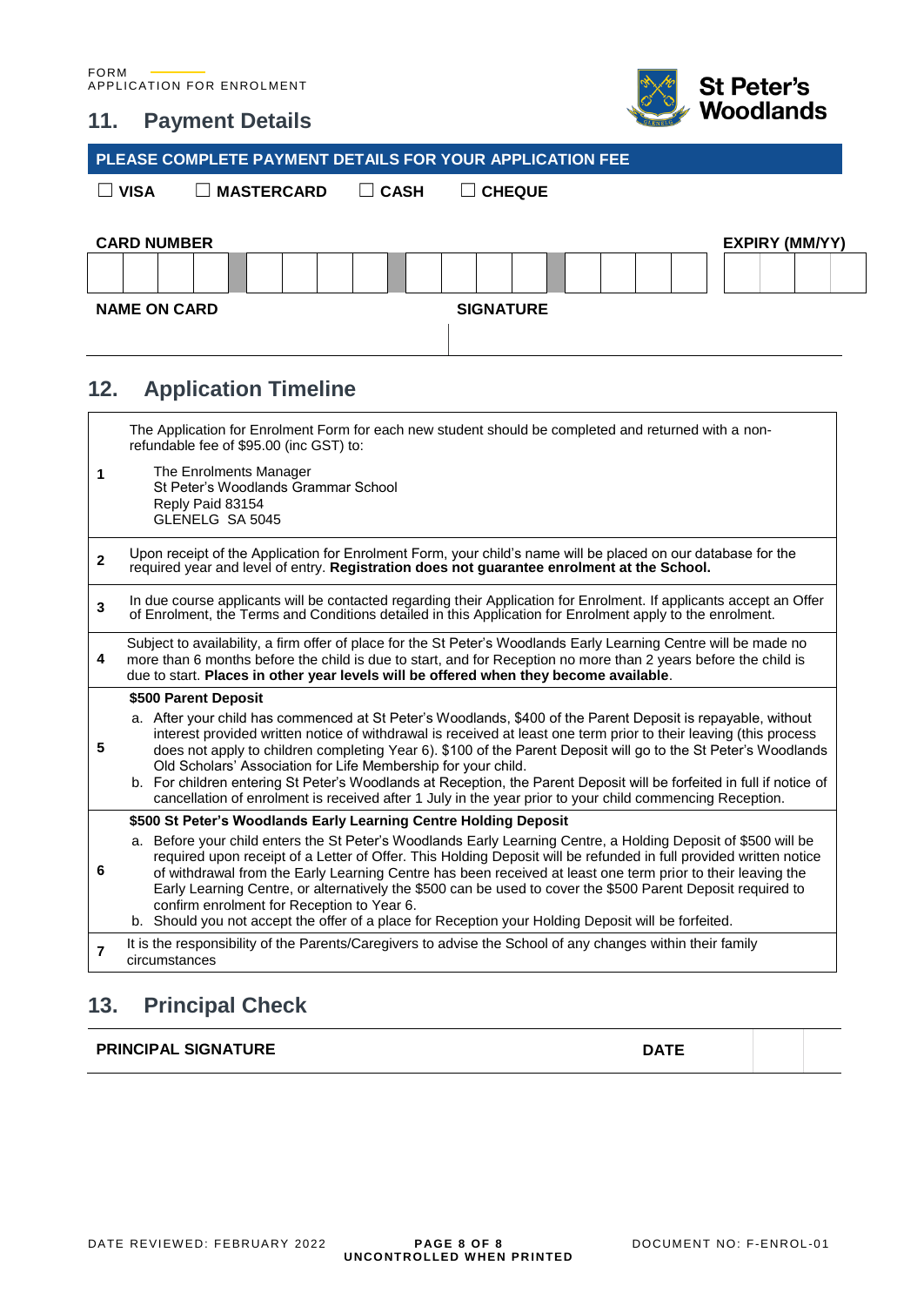FORM
APPLICATION FOR ENROLMENT

St Peter's Woodlands

## 11. Payment Details

**PLEASE COMPLETE PAYMENT DETAILS FOR YOUR APPLICATION FEE**

☐ **VISA** ☐ **MASTERCARD** ☐ **CASH** ☐ **CHEQUE**

**CARD NUMBER** **EXPIRY (MM/YY)**

**NAME ON CARD** **SIGNATURE**

## 12. Application Timeline

| | |
|---|---|
| **1** | The Application for Enrolment Form for each new student should be completed and returned with a non-refundable fee of $95.00 (inc GST) to:<br><br>The Enrolments Manager<br>St Peter's Woodlands Grammar School<br>Reply Paid 83154<br>GLENELG SA 5045 |
| **2** | Upon receipt of the Application for Enrolment Form, your child's name will be placed on our database for the required year and level of entry. **Registration does not guarantee enrolment at the School.** |
| **3** | In due course applicants will be contacted regarding their Application for Enrolment. If applicants accept an Offer of Enrolment, the Terms and Conditions detailed in this Application for Enrolment apply to the enrolment. |
| **4** | Subject to availability, a firm offer of place for the St Peter's Woodlands Early Learning Centre will be made no more than 6 months before the child is due to start, and for Reception no more than 2 years before the child is due to start. **Places in other year levels will be offered when they become available**. |
| **5** | **$500 Parent Deposit**<br>a. After your child has commenced at St Peter's Woodlands, $400 of the Parent Deposit is repayable, without interest provided written notice of withdrawal is received at least one term prior to their leaving (this process does not apply to children completing Year 6). $100 of the Parent Deposit will go to the St Peter's Woodlands Old Scholars' Association for Life Membership for your child.<br>b. For children entering St Peter's Woodlands at Reception, the Parent Deposit will be forfeited in full if notice of cancellation of enrolment is received after 1 July in the year prior to your child commencing Reception. |
| **6** | **$500 St Peter's Woodlands Early Learning Centre Holding Deposit**<br>a. Before your child enters the St Peter's Woodlands Early Learning Centre, a Holding Deposit of $500 will be required upon receipt of a Letter of Offer. This Holding Deposit will be refunded in full provided written notice of withdrawal from the Early Learning Centre has been received at least one term prior to their leaving the Early Learning Centre, or alternatively the $500 can be used to cover the $500 Parent Deposit required to confirm enrolment for Reception to Year 6.<br>b. Should you not accept the offer of a place for Reception your Holding Deposit will be forfeited. |
| **7** | It is the responsibility of the Parents/Caregivers to advise the School of any changes within their family circumstances |

## 13. Principal Check

**PRINCIPAL SIGNATURE** **DATE**

DATE REVIEWED: FEBRUARY 2022 UNCONTROLLED WHEN PRINTED DOCUMENT NO: F-ENROL-01